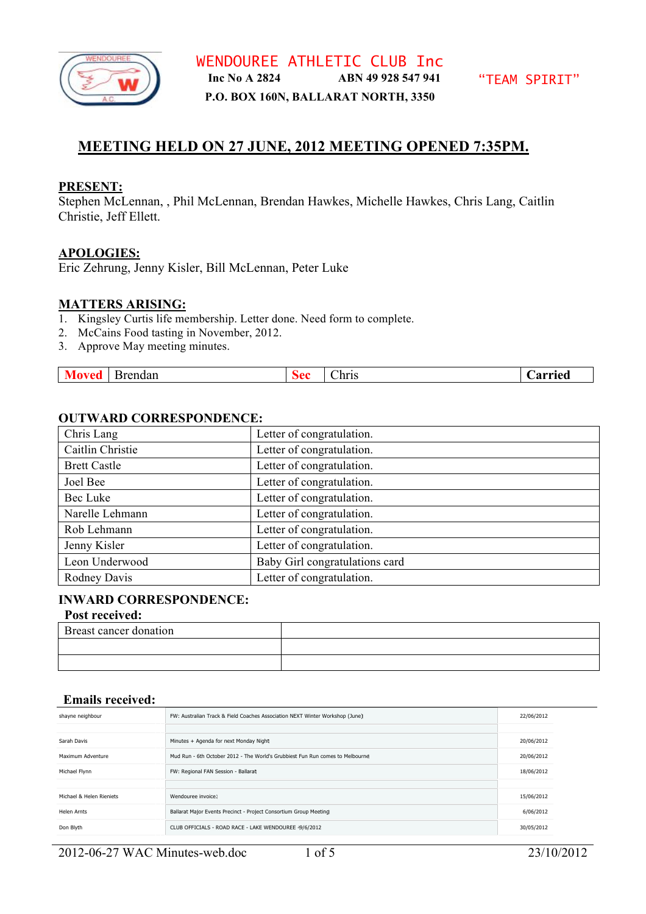# WENDOUREE ATHLETIC CLUB Inc

**Inc No A 2824** **ABN 49 928 547 941** "TEAM SPIRIT"

**P.O. BOX 160N, BALLARAT NORTH, 3350**

## MEETING HELD ON 27 JUNE, 2012 MEETING OPENED 7:35PM.

### PRESENT:

Stephen McLennan, , Phil McLennan, Brendan Hawkes, Michelle Hawkes, Chris Lang, Caitlin Christie, Jeff Ellett.

### APOLOGIES:

Eric Zehrung, Jenny Kisler, Bill McLennan, Peter Luke

### MATTERS ARISING:

1. Kingsley Curtis life membership. Letter done. Need form to complete.
2. McCains Food tasting in November, 2012.
3. Approve May meeting minutes.

| Moved | Brendan | Sec | Chris | Carried |
|---|---|---|---|---|

### OUTWARD CORRESPONDENCE:

| | |
|---|---|
| Chris Lang | Letter of congratulation. |
| Caitlin Christie | Letter of congratulation. |
| Brett Castle | Letter of congratulation. |
| Joel Bee | Letter of congratulation. |
| Bec Luke | Letter of congratulation. |
| Narelle Lehmann | Letter of congratulation. |
| Rob Lehmann | Letter of congratulation. |
| Jenny Kisler | Letter of congratulation. |
| Leon Underwood | Baby Girl congratulations card |
| Rodney Davis | Letter of congratulation. |

### INWARD CORRESPONDENCE:

**Post received:**

| | |
|---|---|
| Breast cancer donation | |
| | |
| | |

**Emails received:**

| | | |
|---|---|---|
| shayne neighbour | FW: Australian Track & Field Coaches Association NEXT Winter Workshop (June) | 22/06/2012 |
| | | |
| Sarah Davis | Minutes + Agenda for next Monday Night | 20/06/2012 |
| Maximum Adventure | Mud Run - 6th October 2012 - The World's Grubbiest Fun Run comes to Melbourne | 20/06/2012 |
| Michael Flynn | FW: Regional FAN Session - Ballarat | 18/06/2012 |
| | | |
| Michael & Helen Rieniets | Wendouree invoice1 | 15/06/2012 |
| Helen Arnts | Ballarat Major Events Precinct - Project Consortium Group Meeting | 6/06/2012 |
| Don Blyth | CLUB OFFICIALS - ROAD RACE - LAKE WENDOUREE 9/6/2012 | 30/05/2012 |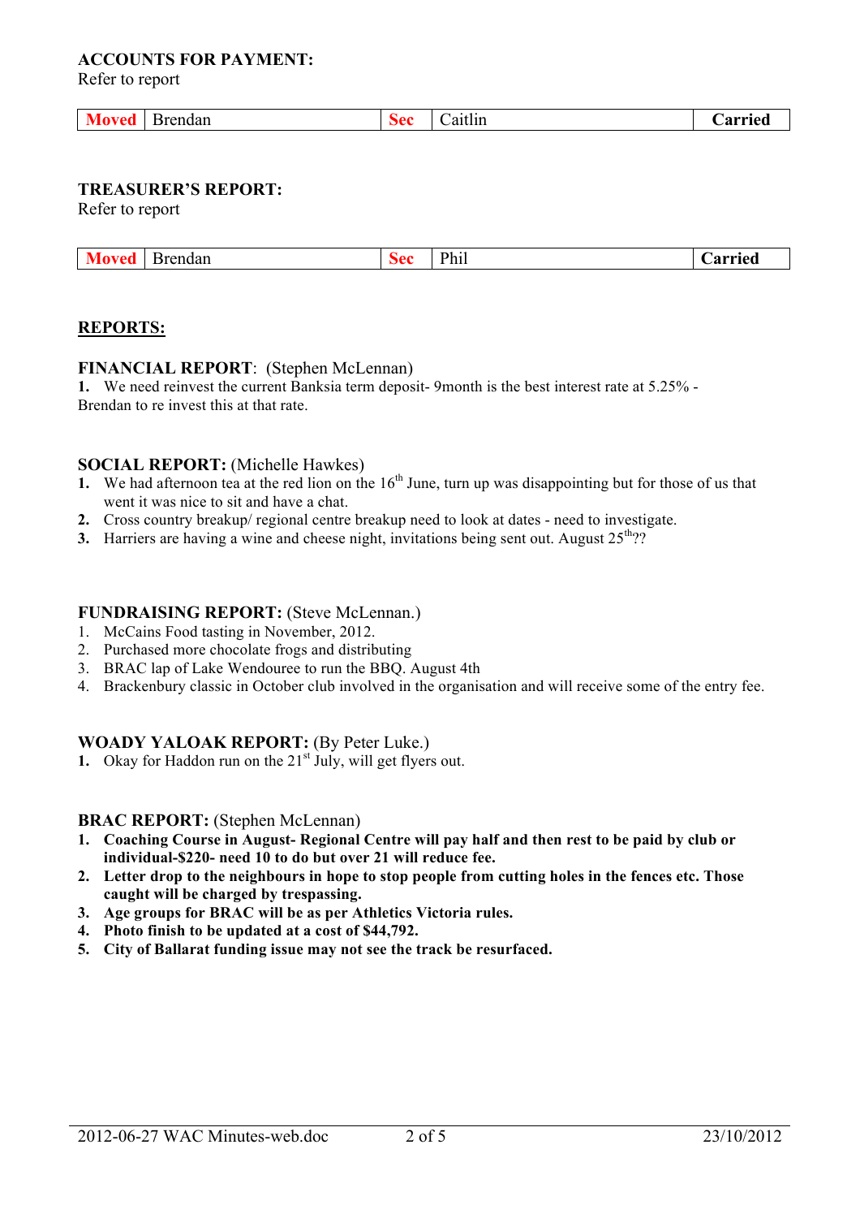**ACCOUNTS FOR PAYMENT:**
Refer to report

| **Moved** | Brendan | **Sec** | Caitlin | **Carried** |
|---|---|---|---|---|

**TREASURER'S REPORT:**
Refer to report

| **Moved** | Brendan | **Sec** | Phil | **Carried** |
|---|---|---|---|---|

## REPORTS:

**FINANCIAL REPORT**: (Stephen McLennan)

**1.** We need reinvest the current Banksia term deposit- 9month is the best interest rate at 5.25% - Brendan to re invest this at that rate.

**SOCIAL REPORT:** (Michelle Hawkes)

1. We had afternoon tea at the red lion on the 16th June, turn up was disappointing but for those of us that went it was nice to sit and have a chat.
2. Cross country breakup/ regional centre breakup need to look at dates - need to investigate.
3. Harriers are having a wine and cheese night, invitations being sent out. August 25th??

**FUNDRAISING REPORT:** (Steve McLennan.)

1. McCains Food tasting in November, 2012.
2. Purchased more chocolate frogs and distributing
3. BRAC lap of Lake Wendouree to run the BBQ. August 4th
4. Brackenbury classic in October club involved in the organisation and will receive some of the entry fee.

**WOADY YALOAK REPORT:** (By Peter Luke.)

1. Okay for Haddon run on the 21st July, will get flyers out.

**BRAC REPORT:** (Stephen McLennan)

1. **Coaching Course in August- Regional Centre will pay half and then rest to be paid by club or individual-$220- need 10 to do but over 21 will reduce fee.**
2. **Letter drop to the neighbours in hope to stop people from cutting holes in the fences etc. Those caught will be charged by trespassing.**
3. **Age groups for BRAC will be as per Athletics Victoria rules.**
4. **Photo finish to be updated at a cost of $44,792.**
5. **City of Ballarat funding issue may not see the track be resurfaced.**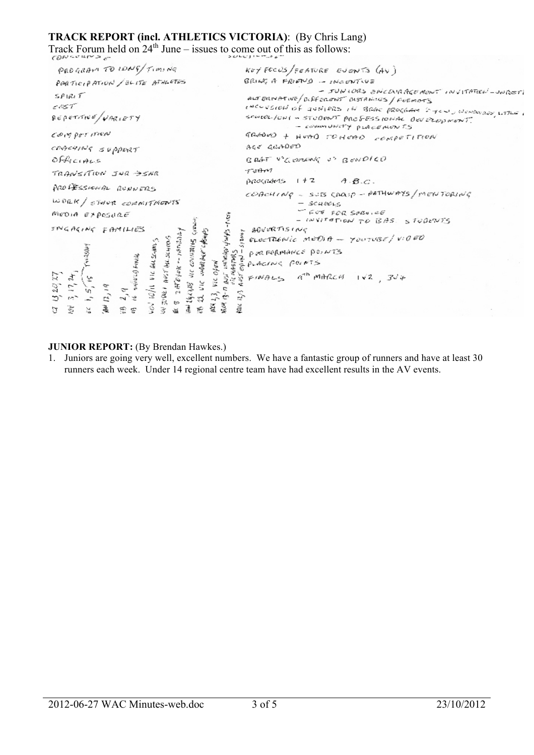**TRACK REPORT (incl. ATHLETICS VICTORIA)**: (By Chris Lang)

Track Forum held on 24th June – issues to come out of this as follows:

CONCERNS

- PROGRAM TO LONG/TIMING
- PARTICIPATION/ELITE ATHLETES
- SPIRIT
- COST
- REPETITIVE/VARIETY
- COMPETITION
- COACHING SUPPORT
- OFFICIALS
- TRANSITION JNR → SNR
- PROFESSIONAL RUNNERS
- WORK/OTHER COMMITMENTS
- MEDIA EXPOSURE
- ENGAGING FAMILIES

SOLUTIONS

- KEY FOCUS/FEATURE EVENTS (AV)
- BRING A FRIEND → INCENTIVE
  - JUNIORS ENCOURAGEMENT INVITATION – UNREST
- ALTERNATIVE/DIFFERENT DISTANCES/FORMATS
- INCLUSION OF JUNIORS IN BRAC PROGRAM → TENS, WENDOUREE, LITTLE
- SCHOOL/UNI – STUDENT PROFESSIONAL DEVELOPMENT
  - COMMUNITY PLACEMENTS
- GRADED + HEAD TO HEAD COMPETITION
- AGE GRADED
- BRAT V'S GEELONG V'S BENDIGO
- TEAM
- PROGRAMS 1 + 2 A.B.C.
- COACHING – SUB CRAIG – PATHWAYS/MENTORING
  - SCHOOLS
  - FEE FOR SERVICE
  - INVITATION TO BAS. STUDENTS
- ADVERTISING
- ELECTRONIC MEDIA – YOUTUBE/VIDEO
- PERFORMANCE POINTS
- PLACING POINTS
- FINALS 9th MARCH 1 V 2, 3 V 4

Dates:

- OCT 13, 20, 27
- NOV 3, 17, 24, THURSDAY
- DEC 1, 5, 15
- JAN 12, 19
- FEB 2, 9
- FEB 16 SHIELD FINAL
- NOV 10/11 VIC ALL SCHOOLS
- NOV 30/DEC 1 AUST ALL SCHOOLS
- DEC 8 2 AFTER – 2 MONDAY
- JAN 19 & 20 VIC COUNTRIES CHAMPS
- FEB 22 VIC JUNIOR/AGE CHAMPS
- MAR 1, 3, VIC OPEN
- MAR 13–17 AUST JUNIOR/YOUTHS – PERTH
- APRIL 12/3 AUST OPEN – SYDNEY / VIC MASTERS

**JUNIOR REPORT:** (By Brendan Hawkes.)

1. Juniors are going very well, excellent numbers. We have a fantastic group of runners and have at least 30 runners each week. Under 14 regional centre team have had excellent results in the AV events.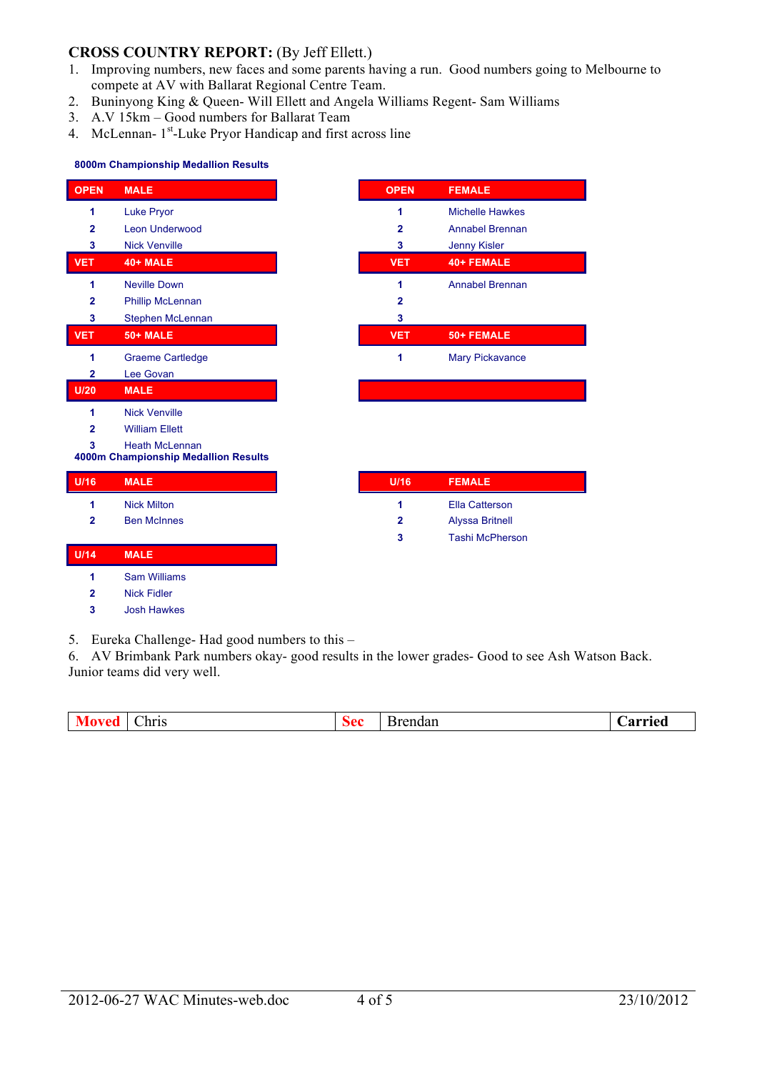**CROSS COUNTRY REPORT:** (By Jeff Ellett.)

1. Improving numbers, new faces and some parents having a run. Good numbers going to Melbourne to compete at AV with Ballarat Regional Centre Team.
2. Buninyong King & Queen- Will Ellett and Angela Williams Regent- Sam Williams
3. A.V 15km – Good numbers for Ballarat Team
4. McLennan- 1st-Luke Pryor Handicap and first across line

**8000m Championship Medallion Results**

| OPEN | MALE | OPEN | FEMALE |
|---|---|---|---|
| 1 | Luke Pryor | 1 | Michelle Hawkes |
| 2 | Leon Underwood | 2 | Annabel Brennan |
| 3 | Nick Venville | 3 | Jenny Kisler |
| **VET** | **40+ MALE** | **VET** | **40+ FEMALE** |
| 1 | Neville Down | 1 | Annabel Brennan |
| 2 | Phillip McLennan | 2 | |
| 3 | Stephen McLennan | 3 | |
| **VET** | **50+ MALE** | **VET** | **50+ FEMALE** |
| 1 | Graeme Cartledge | 1 | Mary Pickavance |
| 2 | Lee Govan | | |
| **U/20** | **MALE** | | |
| 1 | Nick Venville | | |
| 2 | William Ellett | | |
| 3 | Heath McLennan | | |

**4000m Championship Medallion Results**

| U/16 | MALE | U/16 | FEMALE |
|---|---|---|---|
| 1 | Nick Milton | 1 | Ella Catterson |
| 2 | Ben McInnes | 2 | Alyssa Britnell |
| | | 3 | Tashi McPherson |
| **U/14** | **MALE** | | |
| 1 | Sam Williams | | |
| 2 | Nick Fidler | | |
| 3 | Josh Hawkes | | |

5. Eureka Challenge- Had good numbers to this –
6. AV Brimbank Park numbers okay- good results in the lower grades- Good to see Ash Watson Back.

Junior teams did very well.

| Moved | Chris | Sec | Brendan | Carried |
|---|---|---|---|---|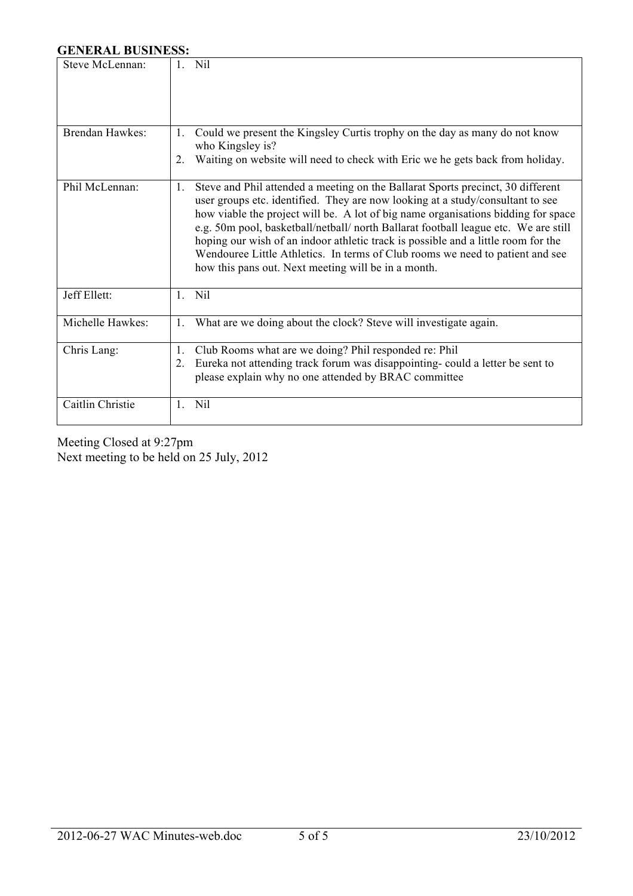**GENERAL BUSINESS:**

| | |
|---|---|
| Steve McLennan: | 1. Nil |
| Brendan Hawkes: | 1. Could we present the Kingsley Curtis trophy on the day as many do not know who Kingsley is?<br>2. Waiting on website will need to check with Eric we he gets back from holiday. |
| Phil McLennan: | 1. Steve and Phil attended a meeting on the Ballarat Sports precinct, 30 different user groups etc. identified. They are now looking at a study/consultant to see how viable the project will be. A lot of big name organisations bidding for space e.g. 50m pool, basketball/netball/ north Ballarat football league etc. We are still hoping our wish of an indoor athletic track is possible and a little room for the Wendouree Little Athletics. In terms of Club rooms we need to patient and see how this pans out. Next meeting will be in a month. |
| Jeff Ellett: | 1. Nil |
| Michelle Hawkes: | 1. What are we doing about the clock? Steve will investigate again. |
| Chris Lang: | 1. Club Rooms what are we doing? Phil responded re: Phil<br>2. Eureka not attending track forum was disappointing- could a letter be sent to please explain why no one attended by BRAC committee |
| Caitlin Christie | 1. Nil |

Meeting Closed at 9:27pm
Next meeting to be held on 25 July, 2012